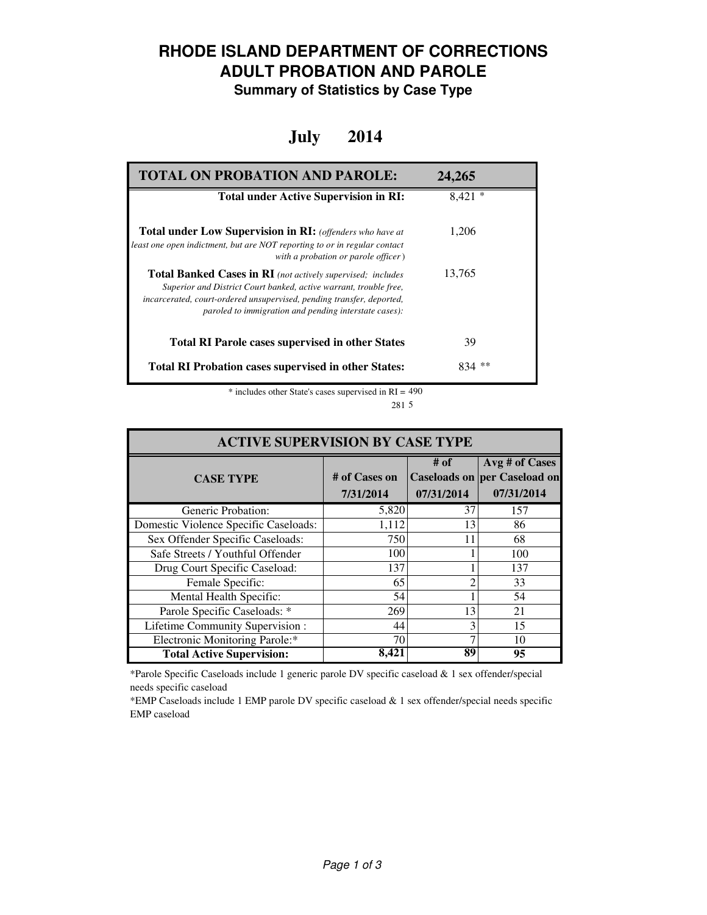# RHODE ISLAND DEPARTMENT OF CORRECTIONS
# ADULT PROBATION AND PAROLE
### Summary of Statistics by Case Type

## July 2014

| TOTAL ON PROBATION AND PAROLE: | 24,265 |
|---|---|
| **Total under Active Supervision in RI:** | 8,421 * |
| **Total under Low Supervision in RI:** *(offenders who have at least one open indictment, but are NOT reporting to or in regular contact with a probation or parole officer)* | 1,206 |
| **Total Banked Cases in RI** *(not actively supervised; includes Superior and District Court banked, active warrant, trouble free, incarcerated, court-ordered unsupervised, pending transfer, deported, paroled to immigration and pending interstate cases):* | 13,765 |
| **Total RI Parole cases supervised in other States** | 39 |
| **Total RI Probation cases supervised in other States:** | 834 ** |

\* includes other State's cases supervised in RI = 490

281 5

| ACTIVE SUPERVISION BY CASE TYPE | | | |
|---|---|---|---|
| **CASE TYPE** | **# of Cases on 7/31/2014** | **# of Caseloads on 07/31/2014** | **Avg # of Cases per Caseload on 07/31/2014** |
| Generic Probation: | 5,820 | 37 | 157 |
| Domestic Violence Specific Caseloads: | 1,112 | 13 | 86 |
| Sex Offender Specific Caseloads: | 750 | 11 | 68 |
| Safe Streets / Youthful Offender | 100 | 1 | 100 |
| Drug Court Specific Caseload: | 137 | 1 | 137 |
| Female Specific: | 65 | 2 | 33 |
| Mental Health Specific: | 54 | 1 | 54 |
| Parole Specific Caseloads: * | 269 | 13 | 21 |
| Lifetime Community Supervision : | 44 | 3 | 15 |
| Electronic Monitoring Parole:* | 70 | 7 | 10 |
| **Total Active Supervision:** | **8,421** | **89** | **95** |

*Parole Specific Caseloads include 1 generic parole DV specific caseload & 1 sex offender/special needs specific caseload

*EMP Caseloads include 1 EMP parole DV specific caseload & 1 sex offender/special needs specific EMP caseload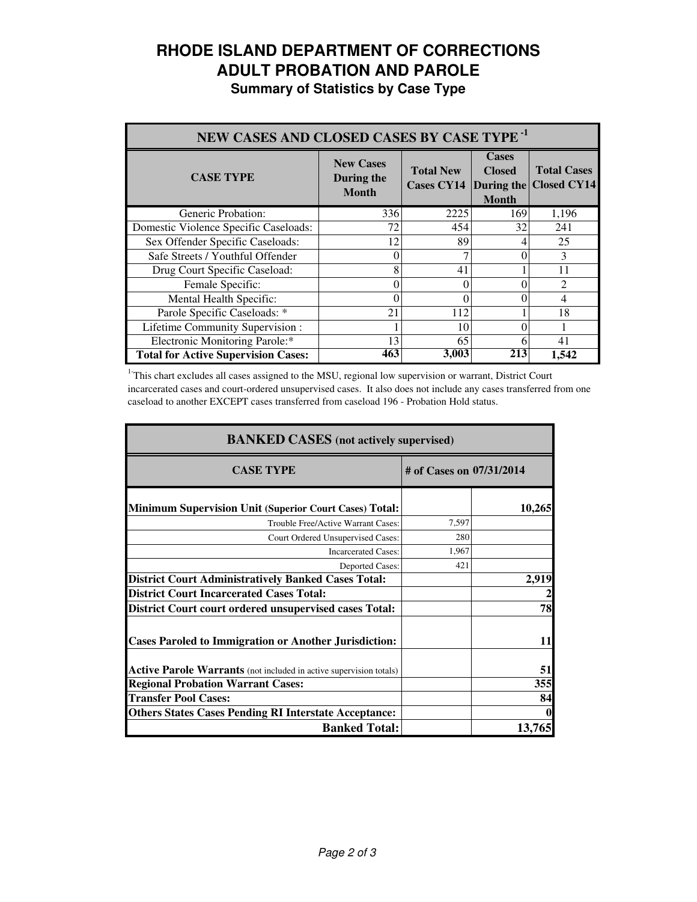# RHODE ISLAND DEPARTMENT OF CORRECTIONS
# ADULT PROBATION AND PAROLE
## Summary of Statistics by Case Type

| NEW CASES AND CLOSED CASES BY CASE TYPE [1] | | | | |
|---|---|---|---|---|
| **CASE TYPE** | **New Cases During the Month** | **Total New Cases CY14** | **Cases Closed During the Month** | **Total Cases Closed CY14** |
| Generic Probation: | 336 | 2225 | 169 | 1,196 |
| Domestic Violence Specific Caseloads: | 72 | 454 | 32 | 241 |
| Sex Offender Specific Caseloads: | 12 | 89 | 4 | 25 |
| Safe Streets / Youthful Offender | 0 | 7 | 0 | 3 |
| Drug Court Specific Caseload: | 8 | 41 | 1 | 11 |
| Female Specific: | 0 | 0 | 0 | 2 |
| Mental Health Specific: | 0 | 0 | 0 | 4 |
| Parole Specific Caseloads: * | 21 | 112 | 1 | 18 |
| Lifetime Community Supervision : | 1 | 10 | 0 | 1 |
| Electronic Monitoring Parole:* | 13 | 65 | 6 | 41 |
| **Total for Active Supervision Cases:** | **463** | **3,003** | **213** | **1,542** |

[1] This chart excludes all cases assigned to the MSU, regional low supervision or warrant, District Court incarcerated cases and court-ordered unsupervised cases. It also does not include any cases transferred from one caseload to another EXCEPT cases transferred from caseload 196 - Probation Hold status.

| BANKED CASES (not actively supervised) | | |
|---|---|---|
| **CASE TYPE** | **# of Cases on 07/31/2014** | |
| **Minimum Supervision Unit (Superior Court Cases) Total:** | | **10,265** |
| Trouble Free/Active Warrant Cases: | 7,597 | |
| Court Ordered Unsupervised Cases: | 280 | |
| Incarcerated Cases: | 1,967 | |
| Deported Cases: | 421 | |
| **District Court Administratively Banked Cases Total:** | | **2,919** |
| **District Court Incarcerated Cases Total:** | | **2** |
| **District Court court ordered unsupervised cases Total:** | | **78** |
| **Cases Paroled to Immigration or Another Jurisdiction:** | | **11** |
| **Active Parole Warrants** (not included in active supervision totals) | | **51** |
| **Regional Probation Warrant Cases:** | | **355** |
| **Transfer Pool Cases:** | | **84** |
| **Others States Cases Pending RI Interstate Acceptance:** | | **0** |
| **Banked Total:** | | **13,765** |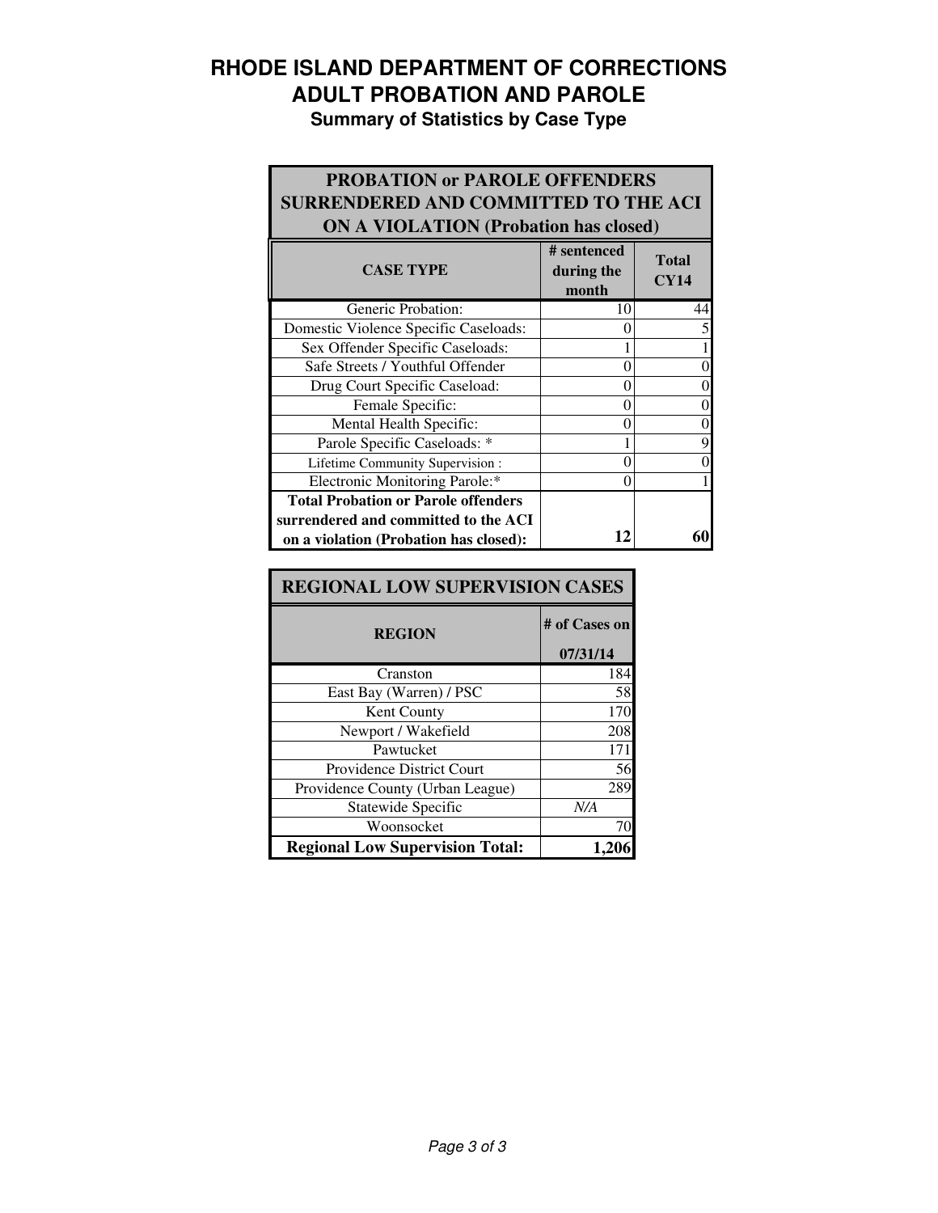# RHODE ISLAND DEPARTMENT OF CORRECTIONS
# ADULT PROBATION AND PAROLE
## Summary of Statistics by Case Type

| PROBATION or PAROLE OFFENDERS SURRENDERED AND COMMITTED TO THE ACI ON A VIOLATION (Probation has closed) | | |
|---|---|---|
| **CASE TYPE** | **# sentenced during the month** | **Total CY14** |
| Generic Probation: | 10 | 44 |
| Domestic Violence Specific Caseloads: | 0 | 5 |
| Sex Offender Specific Caseloads: | 1 | 1 |
| Safe Streets / Youthful Offender | 0 | 0 |
| Drug Court Specific Caseload: | 0 | 0 |
| Female Specific: | 0 | 0 |
| Mental Health Specific: | 0 | 0 |
| Parole Specific Caseloads: * | 1 | 9 |
| Lifetime Community Supervision : | 0 | 0 |
| Electronic Monitoring Parole:* | 0 | 1 |
| **Total Probation or Parole offenders surrendered and committed to the ACI on a violation (Probation has closed):** | **12** | **60** |

| REGIONAL LOW SUPERVISION CASES | |
|---|---|
| **REGION** | **# of Cases on 07/31/14** |
| Cranston | 184 |
| East Bay (Warren) / PSC | 58 |
| Kent County | 170 |
| Newport / Wakefield | 208 |
| Pawtucket | 171 |
| Providence District Court | 56 |
| Providence County (Urban League) | 289 |
| Statewide Specific | *N/A* |
| Woonsocket | 70 |
| **Regional Low Supervision Total:** | **1,206** |